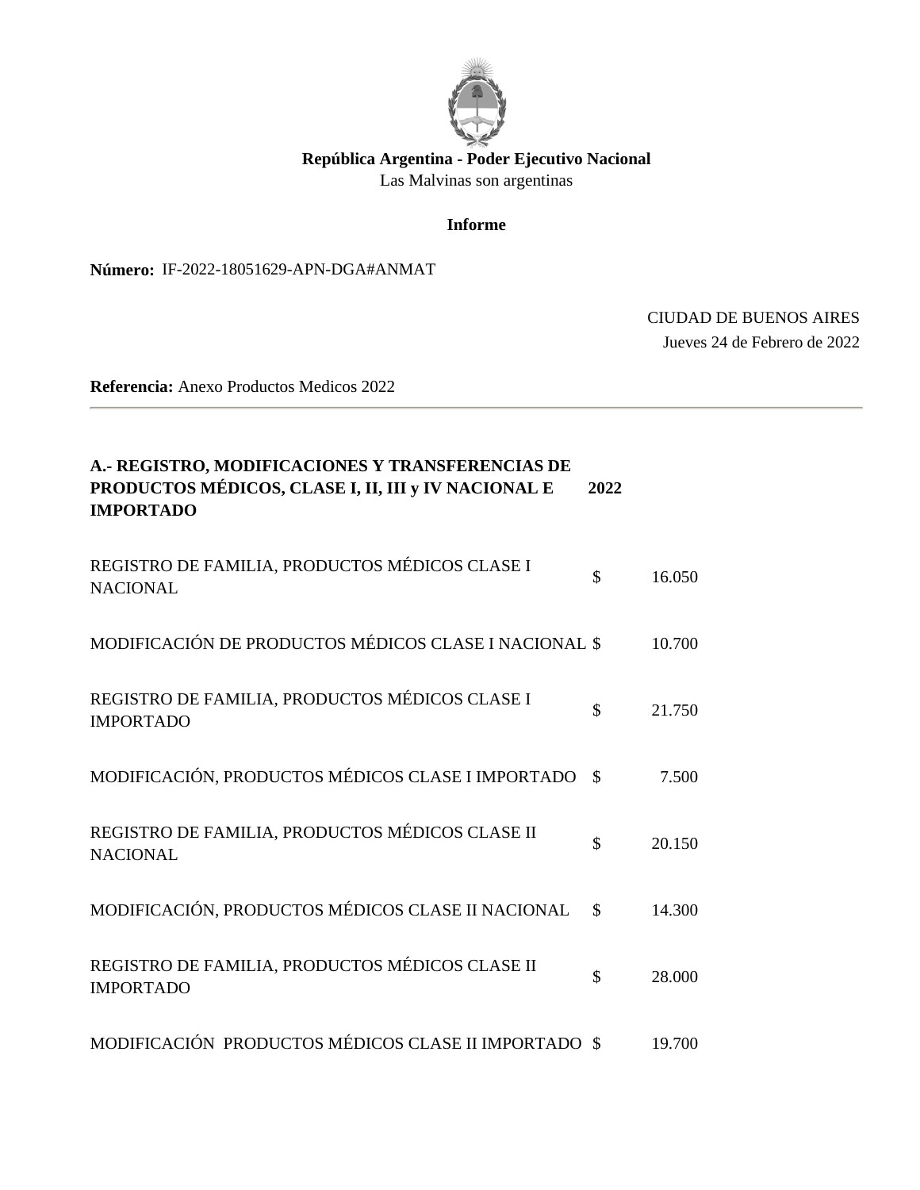**República Argentina - Poder Ejecutivo Nacional**
Las Malvinas son argentinas

**Informe**

**Número:** IF-2022-18051629-APN-DGA#ANMAT

CIUDAD DE BUENOS AIRES
Jueves 24 de Febrero de 2022

**Referencia:** Anexo Productos Medicos 2022

---

| A.- REGISTRO, MODIFICACIONES Y TRANSFERENCIAS DE PRODUCTOS MÉDICOS, CLASE I, II, III y IV NACIONAL E IMPORTADO | 2022 | |
|---|---|---|
| REGISTRO DE FAMILIA, PRODUCTOS MÉDICOS CLASE I NACIONAL | $ | 16.050 |
| MODIFICACIÓN DE PRODUCTOS MÉDICOS CLASE I NACIONAL | $ | 10.700 |
| REGISTRO DE FAMILIA, PRODUCTOS MÉDICOS CLASE I IMPORTADO | $ | 21.750 |
| MODIFICACIÓN, PRODUCTOS MÉDICOS CLASE I IMPORTADO | $ | 7.500 |
| REGISTRO DE FAMILIA, PRODUCTOS MÉDICOS CLASE II NACIONAL | $ | 20.150 |
| MODIFICACIÓN, PRODUCTOS MÉDICOS CLASE II NACIONAL | $ | 14.300 |
| REGISTRO DE FAMILIA, PRODUCTOS MÉDICOS CLASE II IMPORTADO | $ | 28.000 |
| MODIFICACIÓN PRODUCTOS MÉDICOS CLASE II IMPORTADO | $ | 19.700 |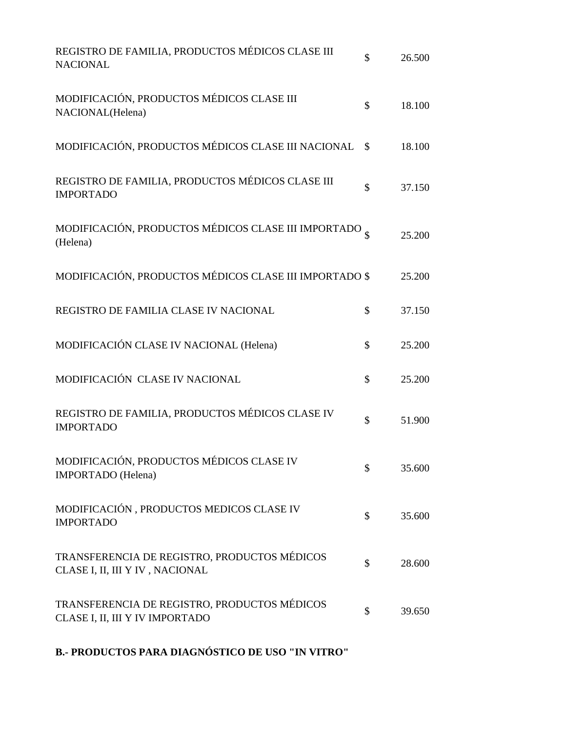| | | |
|---|---|---|
| REGISTRO DE FAMILIA, PRODUCTOS MÉDICOS CLASE III NACIONAL | $ | 26.500 |
| MODIFICACIÓN, PRODUCTOS MÉDICOS CLASE III NACIONAL(Helena) | $ | 18.100 |
| MODIFICACIÓN, PRODUCTOS MÉDICOS CLASE III NACIONAL | $ | 18.100 |
| REGISTRO DE FAMILIA, PRODUCTOS MÉDICOS CLASE III IMPORTADO | $ | 37.150 |
| MODIFICACIÓN, PRODUCTOS MÉDICOS CLASE III IMPORTADO (Helena) | $ | 25.200 |
| MODIFICACIÓN, PRODUCTOS MÉDICOS CLASE III IMPORTADO | $ | 25.200 |
| REGISTRO DE FAMILIA CLASE IV NACIONAL | $ | 37.150 |
| MODIFICACIÓN CLASE IV NACIONAL (Helena) | $ | 25.200 |
| MODIFICACIÓN CLASE IV NACIONAL | $ | 25.200 |
| REGISTRO DE FAMILIA, PRODUCTOS MÉDICOS CLASE IV IMPORTADO | $ | 51.900 |
| MODIFICACIÓN, PRODUCTOS MÉDICOS CLASE IV IMPORTADO (Helena) | $ | 35.600 |
| MODIFICACIÓN , PRODUCTOS MEDICOS CLASE IV IMPORTADO | $ | 35.600 |
| TRANSFERENCIA DE REGISTRO, PRODUCTOS MÉDICOS CLASE I, II, III Y IV , NACIONAL | $ | 28.600 |
| TRANSFERENCIA DE REGISTRO, PRODUCTOS MÉDICOS CLASE I, II, III Y IV IMPORTADO | $ | 39.650 |

**B.- PRODUCTOS PARA DIAGNÓSTICO DE USO "IN VITRO"**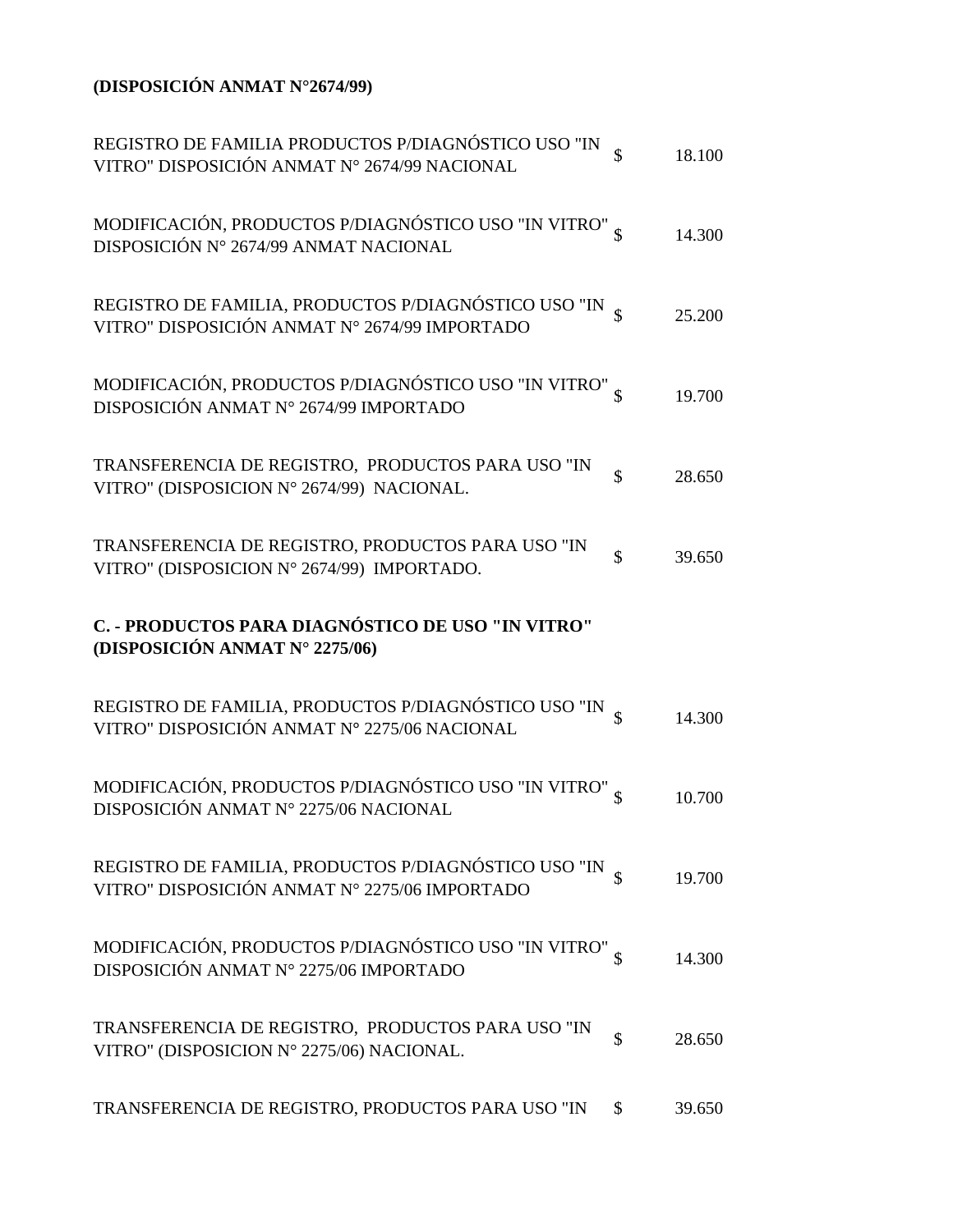**(DISPOSICIÓN ANMAT N°2674/99)**

| | | |
|---|---|---|
| REGISTRO DE FAMILIA PRODUCTOS P/DIAGNÓSTICO USO "IN VITRO" DISPOSICIÓN ANMAT N° 2674/99 NACIONAL | $ | 18.100 |
| MODIFICACIÓN, PRODUCTOS P/DIAGNÓSTICO USO "IN VITRO" DISPOSICIÓN N° 2674/99 ANMAT NACIONAL | $ | 14.300 |
| REGISTRO DE FAMILIA, PRODUCTOS P/DIAGNÓSTICO USO "IN VITRO" DISPOSICIÓN ANMAT N° 2674/99 IMPORTADO | $ | 25.200 |
| MODIFICACIÓN, PRODUCTOS P/DIAGNÓSTICO USO "IN VITRO" DISPOSICIÓN ANMAT N° 2674/99 IMPORTADO | $ | 19.700 |
| TRANSFERENCIA DE REGISTRO, PRODUCTOS PARA USO "IN VITRO" (DISPOSICION N° 2674/99) NACIONAL. | $ | 28.650 |
| TRANSFERENCIA DE REGISTRO, PRODUCTOS PARA USO "IN VITRO" (DISPOSICION N° 2674/99) IMPORTADO. | $ | 39.650 |

**C. - PRODUCTOS PARA DIAGNÓSTICO DE USO "IN VITRO" (DISPOSICIÓN ANMAT N° 2275/06)**

| | | |
|---|---|---|
| REGISTRO DE FAMILIA, PRODUCTOS P/DIAGNÓSTICO USO "IN VITRO" DISPOSICIÓN ANMAT N° 2275/06 NACIONAL | $ | 14.300 |
| MODIFICACIÓN, PRODUCTOS P/DIAGNÓSTICO USO "IN VITRO" DISPOSICIÓN ANMAT N° 2275/06 NACIONAL | $ | 10.700 |
| REGISTRO DE FAMILIA, PRODUCTOS P/DIAGNÓSTICO USO "IN VITRO" DISPOSICIÓN ANMAT N° 2275/06 IMPORTADO | $ | 19.700 |
| MODIFICACIÓN, PRODUCTOS P/DIAGNÓSTICO USO "IN VITRO" DISPOSICIÓN ANMAT N° 2275/06 IMPORTADO | $ | 14.300 |
| TRANSFERENCIA DE REGISTRO, PRODUCTOS PARA USO "IN VITRO" (DISPOSICION N° 2275/06) NACIONAL. | $ | 28.650 |
| TRANSFERENCIA DE REGISTRO, PRODUCTOS PARA USO "IN | $ | 39.650 |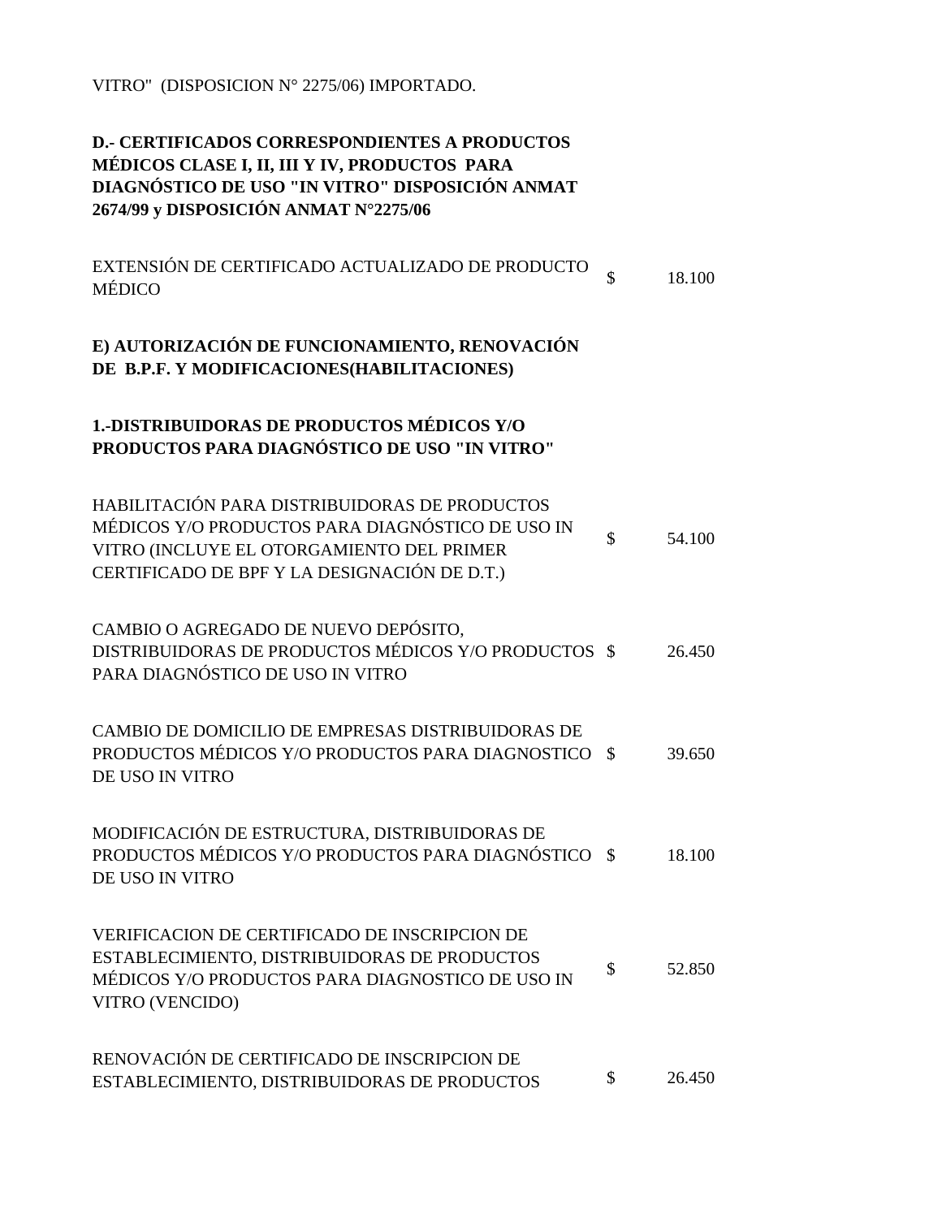VITRO" (DISPOSICION N° 2275/06) IMPORTADO.

**D.- CERTIFICADOS CORRESPONDIENTES A PRODUCTOS MÉDICOS CLASE I, II, III Y IV, PRODUCTOS PARA DIAGNÓSTICO DE USO "IN VITRO" DISPOSICIÓN ANMAT 2674/99 y DISPOSICIÓN ANMAT N°2275/06**

| | | |
|---|---|---|
| EXTENSIÓN DE CERTIFICADO ACTUALIZADO DE PRODUCTO MÉDICO | $ | 18.100 |

**E) AUTORIZACIÓN DE FUNCIONAMIENTO, RENOVACIÓN DE B.P.F. Y MODIFICACIONES(HABILITACIONES)**

**1.-DISTRIBUIDORAS DE PRODUCTOS MÉDICOS Y/O PRODUCTOS PARA DIAGNÓSTICO DE USO "IN VITRO"**

| | | |
|---|---|---|
| HABILITACIÓN PARA DISTRIBUIDORAS DE PRODUCTOS MÉDICOS Y/O PRODUCTOS PARA DIAGNÓSTICO DE USO IN VITRO (INCLUYE EL OTORGAMIENTO DEL PRIMER CERTIFICADO DE BPF Y LA DESIGNACIÓN DE D.T.) | $ | 54.100 |
| CAMBIO O AGREGADO DE NUEVO DEPÓSITO, DISTRIBUIDORAS DE PRODUCTOS MÉDICOS Y/O PRODUCTOS PARA DIAGNÓSTICO DE USO IN VITRO | $ | 26.450 |
| CAMBIO DE DOMICILIO DE EMPRESAS DISTRIBUIDORAS DE PRODUCTOS MÉDICOS Y/O PRODUCTOS PARA DIAGNOSTICO DE USO IN VITRO | $ | 39.650 |
| MODIFICACIÓN DE ESTRUCTURA, DISTRIBUIDORAS DE PRODUCTOS MÉDICOS Y/O PRODUCTOS PARA DIAGNÓSTICO DE USO IN VITRO | $ | 18.100 |
| VERIFICACION DE CERTIFICADO DE INSCRIPCION DE ESTABLECIMIENTO, DISTRIBUIDORAS DE PRODUCTOS MÉDICOS Y/O PRODUCTOS PARA DIAGNOSTICO DE USO IN VITRO (VENCIDO) | $ | 52.850 |
| RENOVACIÓN DE CERTIFICADO DE INSCRIPCION DE ESTABLECIMIENTO, DISTRIBUIDORAS DE PRODUCTOS | $ | 26.450 |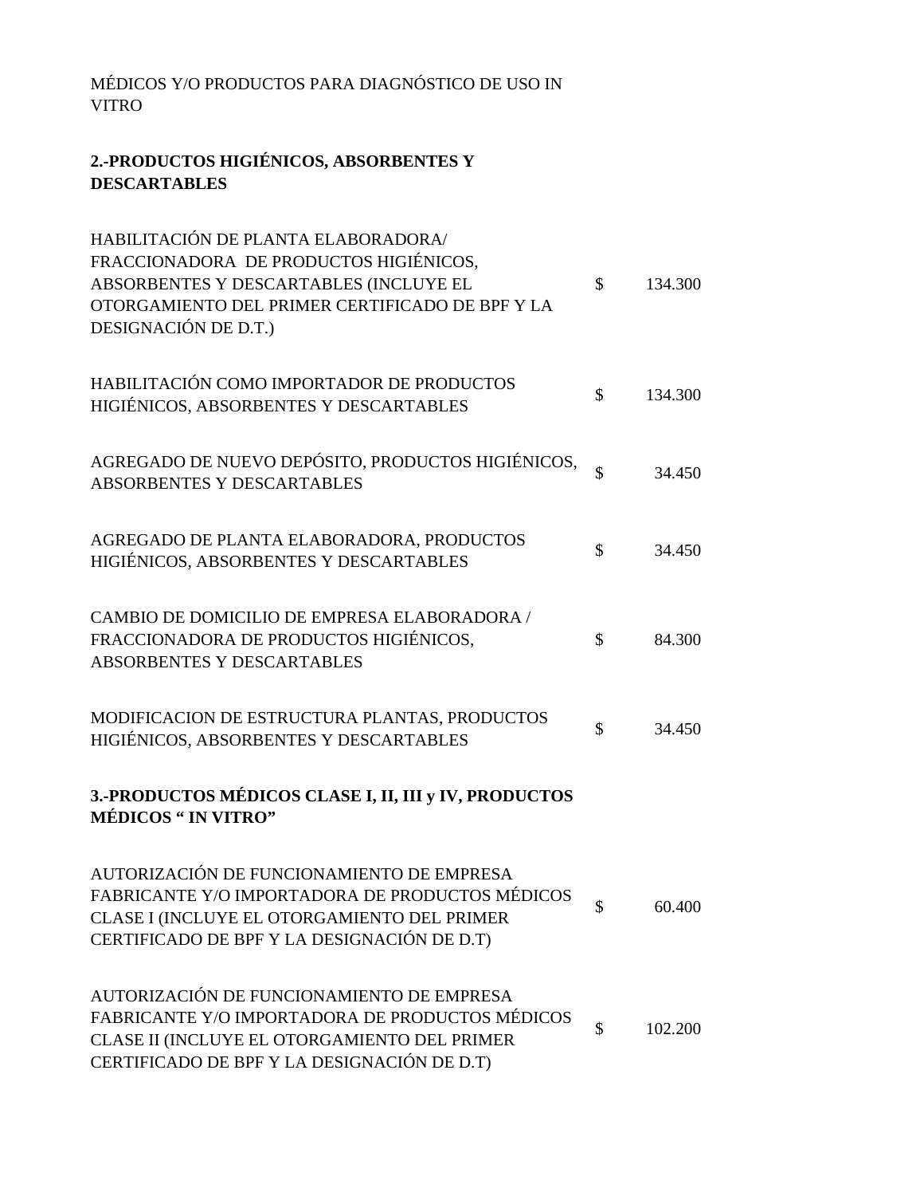MÉDICOS Y/O PRODUCTOS PARA DIAGNÓSTICO DE USO IN VITRO

**2.-PRODUCTOS HIGIÉNICOS, ABSORBENTES Y DESCARTABLES**

| | | |
|---|---|---|
| HABILITACIÓN DE PLANTA ELABORADORA/ FRACCIONADORA DE PRODUCTOS HIGIÉNICOS, ABSORBENTES Y DESCARTABLES (INCLUYE EL OTORGAMIENTO DEL PRIMER CERTIFICADO DE BPF Y LA DESIGNACIÓN DE D.T.) | $ | 134.300 |
| HABILITACIÓN COMO IMPORTADOR DE PRODUCTOS HIGIÉNICOS, ABSORBENTES Y DESCARTABLES | $ | 134.300 |
| AGREGADO DE NUEVO DEPÓSITO, PRODUCTOS HIGIÉNICOS, ABSORBENTES Y DESCARTABLES | $ | 34.450 |
| AGREGADO DE PLANTA ELABORADORA, PRODUCTOS HIGIÉNICOS, ABSORBENTES Y DESCARTABLES | $ | 34.450 |
| CAMBIO DE DOMICILIO DE EMPRESA ELABORADORA / FRACCIONADORA DE PRODUCTOS HIGIÉNICOS, ABSORBENTES Y DESCARTABLES | $ | 84.300 |
| MODIFICACION DE ESTRUCTURA PLANTAS, PRODUCTOS HIGIÉNICOS, ABSORBENTES Y DESCARTABLES | $ | 34.450 |

**3.-PRODUCTOS MÉDICOS CLASE I, II, III y IV, PRODUCTOS MÉDICOS " IN VITRO"**

| | | |
|---|---|---|
| AUTORIZACIÓN DE FUNCIONAMIENTO DE EMPRESA FABRICANTE Y/O IMPORTADORA DE PRODUCTOS MÉDICOS CLASE I (INCLUYE EL OTORGAMIENTO DEL PRIMER CERTIFICADO DE BPF Y LA DESIGNACIÓN DE D.T) | $ | 60.400 |
| AUTORIZACIÓN DE FUNCIONAMIENTO DE EMPRESA FABRICANTE Y/O IMPORTADORA DE PRODUCTOS MÉDICOS CLASE II (INCLUYE EL OTORGAMIENTO DEL PRIMER CERTIFICADO DE BPF Y LA DESIGNACIÓN DE D.T) | $ | 102.200 |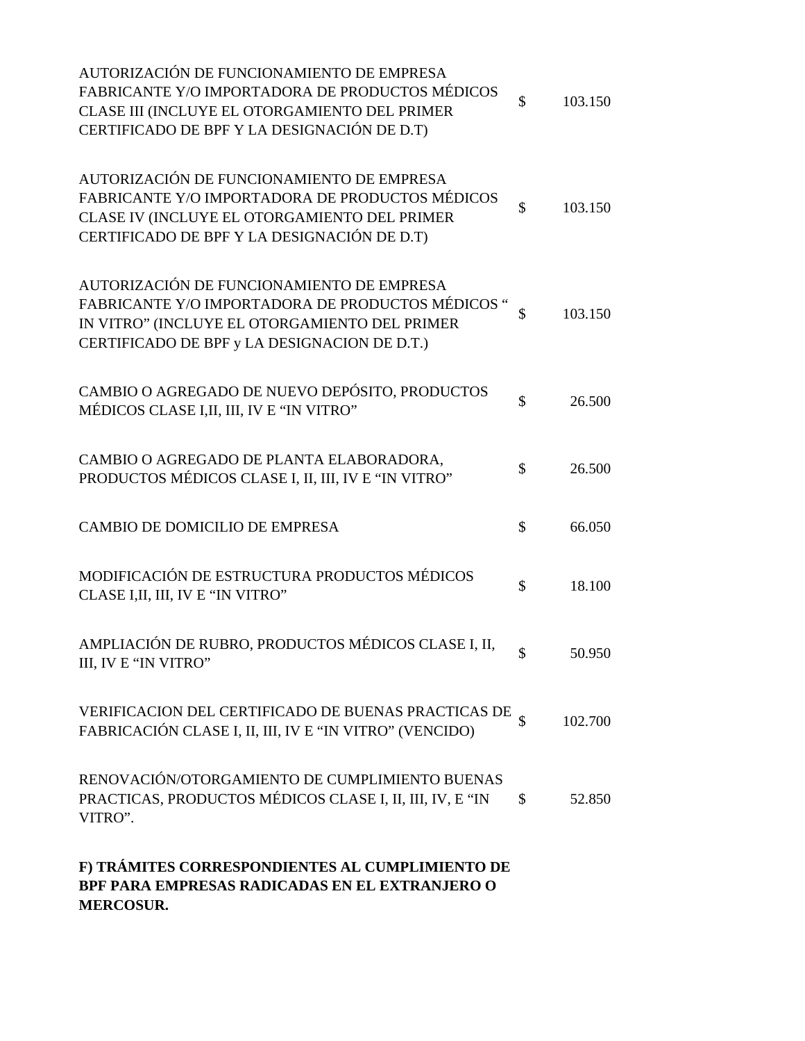| | | |
|---|---|---|
| AUTORIZACIÓN DE FUNCIONAMIENTO DE EMPRESA FABRICANTE Y/O IMPORTADORA DE PRODUCTOS MÉDICOS CLASE III (INCLUYE EL OTORGAMIENTO DEL PRIMER CERTIFICADO DE BPF Y LA DESIGNACIÓN DE D.T) | $ | 103.150 |
| AUTORIZACIÓN DE FUNCIONAMIENTO DE EMPRESA FABRICANTE Y/O IMPORTADORA DE PRODUCTOS MÉDICOS CLASE IV (INCLUYE EL OTORGAMIENTO DEL PRIMER CERTIFICADO DE BPF Y LA DESIGNACIÓN DE D.T) | $ | 103.150 |
| AUTORIZACIÓN DE FUNCIONAMIENTO DE EMPRESA FABRICANTE Y/O IMPORTADORA DE PRODUCTOS MÉDICOS " IN VITRO" (INCLUYE EL OTORGAMIENTO DEL PRIMER CERTIFICADO DE BPF y LA DESIGNACION DE D.T.) | $ | 103.150 |
| CAMBIO O AGREGADO DE NUEVO DEPÓSITO, PRODUCTOS MÉDICOS CLASE I,II, III, IV E "IN VITRO" | $ | 26.500 |
| CAMBIO O AGREGADO DE PLANTA ELABORADORA, PRODUCTOS MÉDICOS CLASE I, II, III, IV E "IN VITRO" | $ | 26.500 |
| CAMBIO DE DOMICILIO DE EMPRESA | $ | 66.050 |
| MODIFICACIÓN DE ESTRUCTURA PRODUCTOS MÉDICOS CLASE I,II, III, IV E "IN VITRO" | $ | 18.100 |
| AMPLIACIÓN DE RUBRO, PRODUCTOS MÉDICOS CLASE I, II, III, IV E "IN VITRO" | $ | 50.950 |
| VERIFICACION DEL CERTIFICADO DE BUENAS PRACTICAS DE FABRICACIÓN CLASE I, II, III, IV E "IN VITRO" (VENCIDO) | $ | 102.700 |
| RENOVACIÓN/OTORGAMIENTO DE CUMPLIMIENTO BUENAS PRACTICAS, PRODUCTOS MÉDICOS CLASE I, II, III, IV, E "IN VITRO". | $ | 52.850 |

**F) TRÁMITES CORRESPONDIENTES AL CUMPLIMIENTO DE BPF PARA EMPRESAS RADICADAS EN EL EXTRANJERO O MERCOSUR.**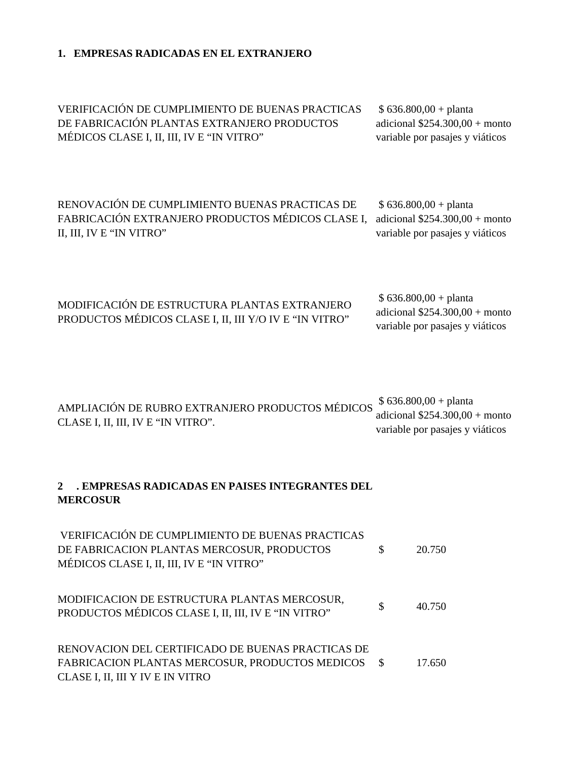## 1. EMPRESAS RADICADAS EN EL EXTRANJERO

| | |
|---|---|
| VERIFICACIÓN DE CUMPLIMIENTO DE BUENAS PRACTICAS DE FABRICACIÓN PLANTAS EXTRANJERO PRODUCTOS MÉDICOS CLASE I, II, III, IV E "IN VITRO" | $ 636.800,00 + planta adicional $254.300,00 + monto variable por pasajes y viáticos |
| RENOVACIÓN DE CUMPLIMIENTO BUENAS PRACTICAS DE FABRICACIÓN EXTRANJERO PRODUCTOS MÉDICOS CLASE I, II, III, IV E "IN VITRO" | $ 636.800,00 + planta adicional $254.300,00 + monto variable por pasajes y viáticos |
| MODIFICACIÓN DE ESTRUCTURA PLANTAS EXTRANJERO PRODUCTOS MÉDICOS CLASE I, II, III Y/O IV E "IN VITRO" | $ 636.800,00 + planta adicional $254.300,00 + monto variable por pasajes y viáticos |
| AMPLIACIÓN DE RUBRO EXTRANJERO PRODUCTOS MÉDICOS CLASE I, II, III, IV E "IN VITRO". | $ 636.800,00 + planta adicional $254.300,00 + monto variable por pasajes y viáticos |

## 2 . EMPRESAS RADICADAS EN PAISES INTEGRANTES DEL MERCOSUR

| | |
|---|---|
| VERIFICACIÓN DE CUMPLIMIENTO DE BUENAS PRACTICAS DE FABRICACION PLANTAS MERCOSUR, PRODUCTOS MÉDICOS CLASE I, II, III, IV E "IN VITRO" | $ 20.750 |
| MODIFICACION DE ESTRUCTURA PLANTAS MERCOSUR, PRODUCTOS MÉDICOS CLASE I, II, III, IV E "IN VITRO" | $ 40.750 |
| RENOVACION DEL CERTIFICADO DE BUENAS PRACTICAS DE FABRICACION PLANTAS MERCOSUR, PRODUCTOS MEDICOS CLASE I, II, III Y IV E IN VITRO | $ 17.650 |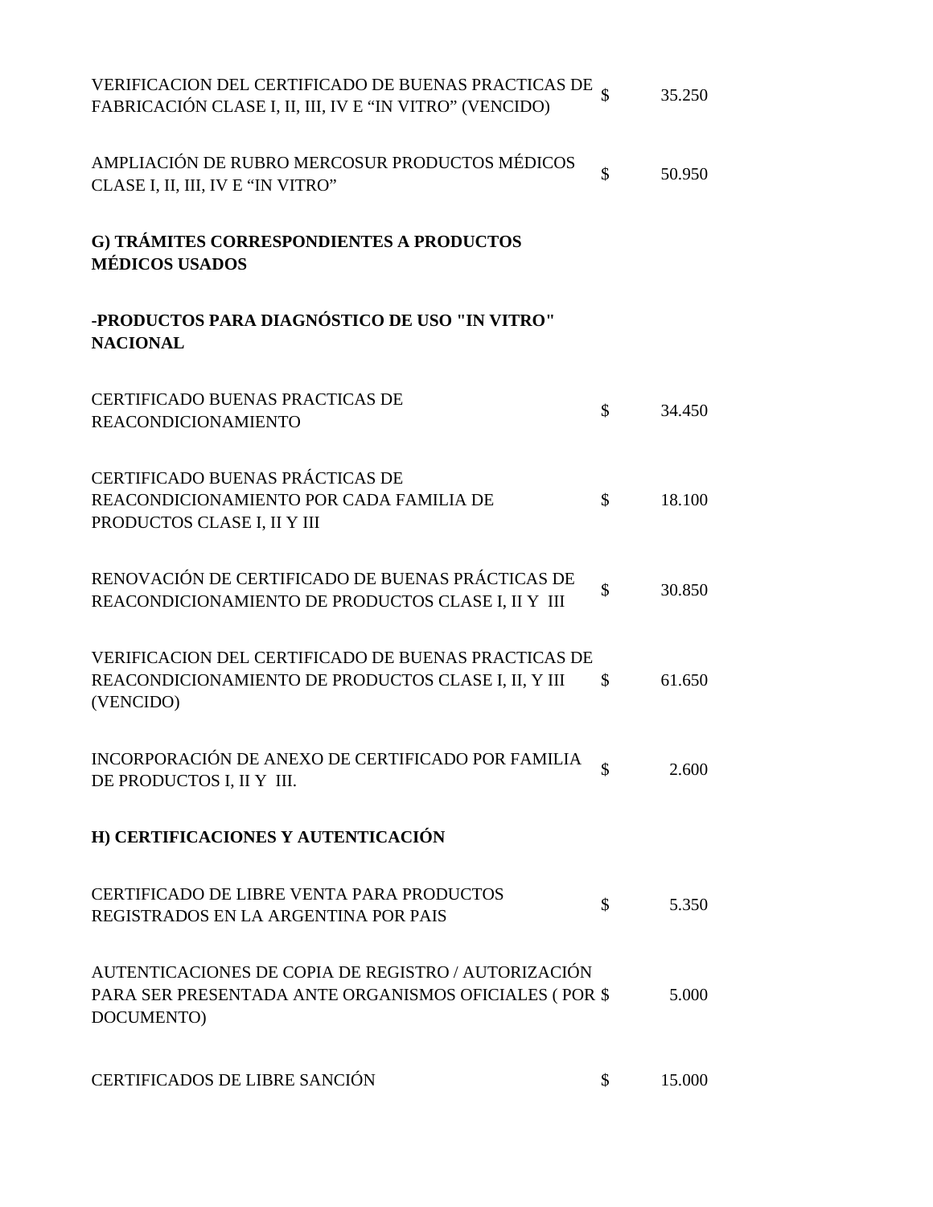| | | |
|---|---|---|
| VERIFICACION DEL CERTIFICADO DE BUENAS PRACTICAS DE FABRICACIÓN CLASE I, II, III, IV E "IN VITRO" (VENCIDO) | $ | 35.250 |
| AMPLIACIÓN DE RUBRO MERCOSUR PRODUCTOS MÉDICOS CLASE I, II, III, IV E "IN VITRO" | $ | 50.950 |
| **G) TRÁMITES CORRESPONDIENTES A PRODUCTOS MÉDICOS USADOS** | | |
| **-PRODUCTOS PARA DIAGNÓSTICO DE USO "IN VITRO" NACIONAL** | | |
| CERTIFICADO BUENAS PRACTICAS DE REACONDICIONAMIENTO | $ | 34.450 |
| CERTIFICADO BUENAS PRÁCTICAS DE REACONDICIONAMIENTO POR CADA FAMILIA DE PRODUCTOS CLASE I, II Y III | $ | 18.100 |
| RENOVACIÓN DE CERTIFICADO DE BUENAS PRÁCTICAS DE REACONDICIONAMIENTO DE PRODUCTOS CLASE I, II Y III | $ | 30.850 |
| VERIFICACION DEL CERTIFICADO DE BUENAS PRACTICAS DE REACONDICIONAMIENTO DE PRODUCTOS CLASE I, II, Y III (VENCIDO) | $ | 61.650 |
| INCORPORACIÓN DE ANEXO DE CERTIFICADO POR FAMILIA DE PRODUCTOS I, II Y III. | $ | 2.600 |
| **H) CERTIFICACIONES Y AUTENTICACIÓN** | | |
| CERTIFICADO DE LIBRE VENTA PARA PRODUCTOS REGISTRADOS EN LA ARGENTINA POR PAIS | $ | 5.350 |
| AUTENTICACIONES DE COPIA DE REGISTRO / AUTORIZACIÓN PARA SER PRESENTADA ANTE ORGANISMOS OFICIALES ( POR DOCUMENTO) | $ | 5.000 |
| CERTIFICADOS DE LIBRE SANCIÓN | $ | 15.000 |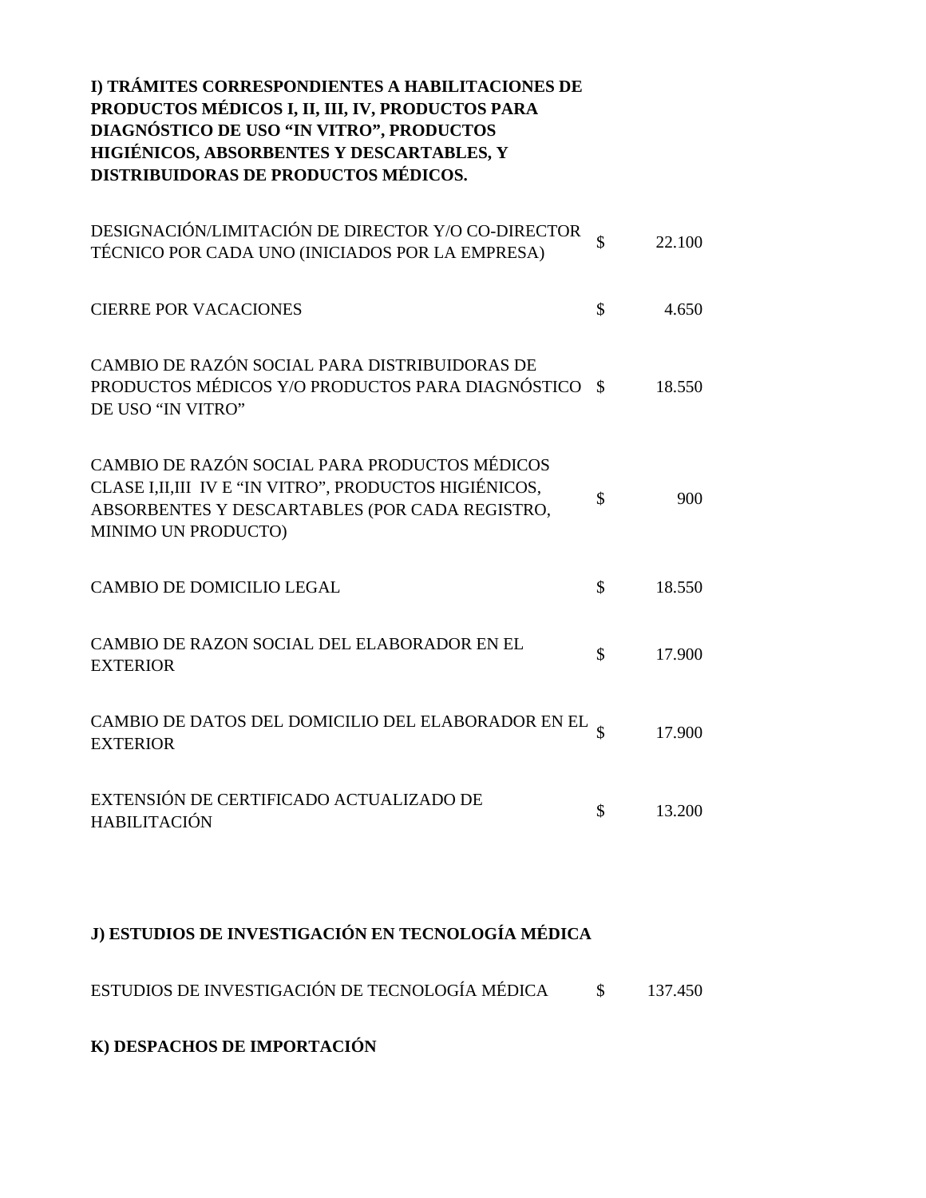**I) TRÁMITES CORRESPONDIENTES A HABILITACIONES DE PRODUCTOS MÉDICOS I, II, III, IV, PRODUCTOS PARA DIAGNÓSTICO DE USO "IN VITRO", PRODUCTOS HIGIÉNICOS, ABSORBENTES Y DESCARTABLES, Y DISTRIBUIDORAS DE PRODUCTOS MÉDICOS.**

| | | |
|---|---|---|
| DESIGNACIÓN/LIMITACIÓN DE DIRECTOR Y/O CO-DIRECTOR TÉCNICO POR CADA UNO (INICIADOS POR LA EMPRESA) | $ | 22.100 |
| CIERRE POR VACACIONES | $ | 4.650 |
| CAMBIO DE RAZÓN SOCIAL PARA DISTRIBUIDORAS DE PRODUCTOS MÉDICOS Y/O PRODUCTOS PARA DIAGNÓSTICO DE USO "IN VITRO" | $ | 18.550 |
| CAMBIO DE RAZÓN SOCIAL PARA PRODUCTOS MÉDICOS CLASE I,II,III IV E "IN VITRO", PRODUCTOS HIGIÉNICOS, ABSORBENTES Y DESCARTABLES (POR CADA REGISTRO, MINIMO UN PRODUCTO) | $ | 900 |
| CAMBIO DE DOMICILIO LEGAL | $ | 18.550 |
| CAMBIO DE RAZON SOCIAL DEL ELABORADOR EN EL EXTERIOR | $ | 17.900 |
| CAMBIO DE DATOS DEL DOMICILIO DEL ELABORADOR EN EL EXTERIOR | $ | 17.900 |
| EXTENSIÓN DE CERTIFICADO ACTUALIZADO DE HABILITACIÓN | $ | 13.200 |

**J) ESTUDIOS DE INVESTIGACIÓN EN TECNOLOGÍA MÉDICA**

| | | |
|---|---|---|
| ESTUDIOS DE INVESTIGACIÓN DE TECNOLOGÍA MÉDICA | $ | 137.450 |

**K) DESPACHOS DE IMPORTACIÓN**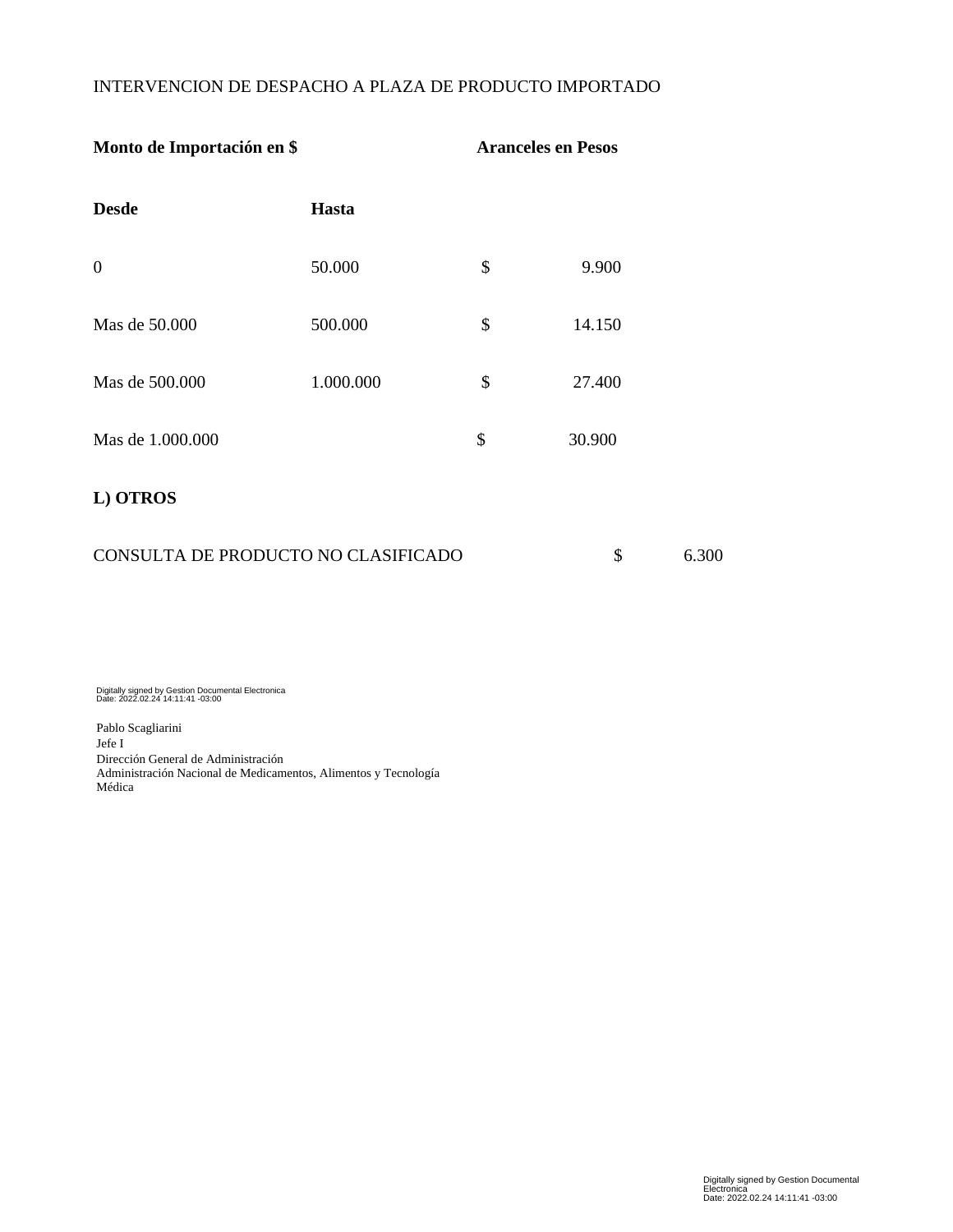INTERVENCION DE DESPACHO A PLAZA DE PRODUCTO IMPORTADO

| **Monto de Importación en $** | | **Aranceles en Pesos** |
|---|---|---|
| **Desde** | **Hasta** | |
| 0 | 50.000 | $ 9.900 |
| Mas de 50.000 | 500.000 | $ 14.150 |
| Mas de 500.000 | 1.000.000 | $ 27.400 |
| Mas de 1.000.000 | | $ 30.900 |

**L) OTROS**

CONSULTA DE PRODUCTO NO CLASIFICADO $ 6.300

Digitally signed by Gestion Documental Electronica
Date: 2022.02.24 14:11:41 -03:00

Pablo Scagliarini
Jefe I
Dirección General de Administración
Administración Nacional de Medicamentos, Alimentos y Tecnología Médica

Digitally signed by Gestion Documental Electronica
Date: 2022.02.24 14:11:41 -03:00